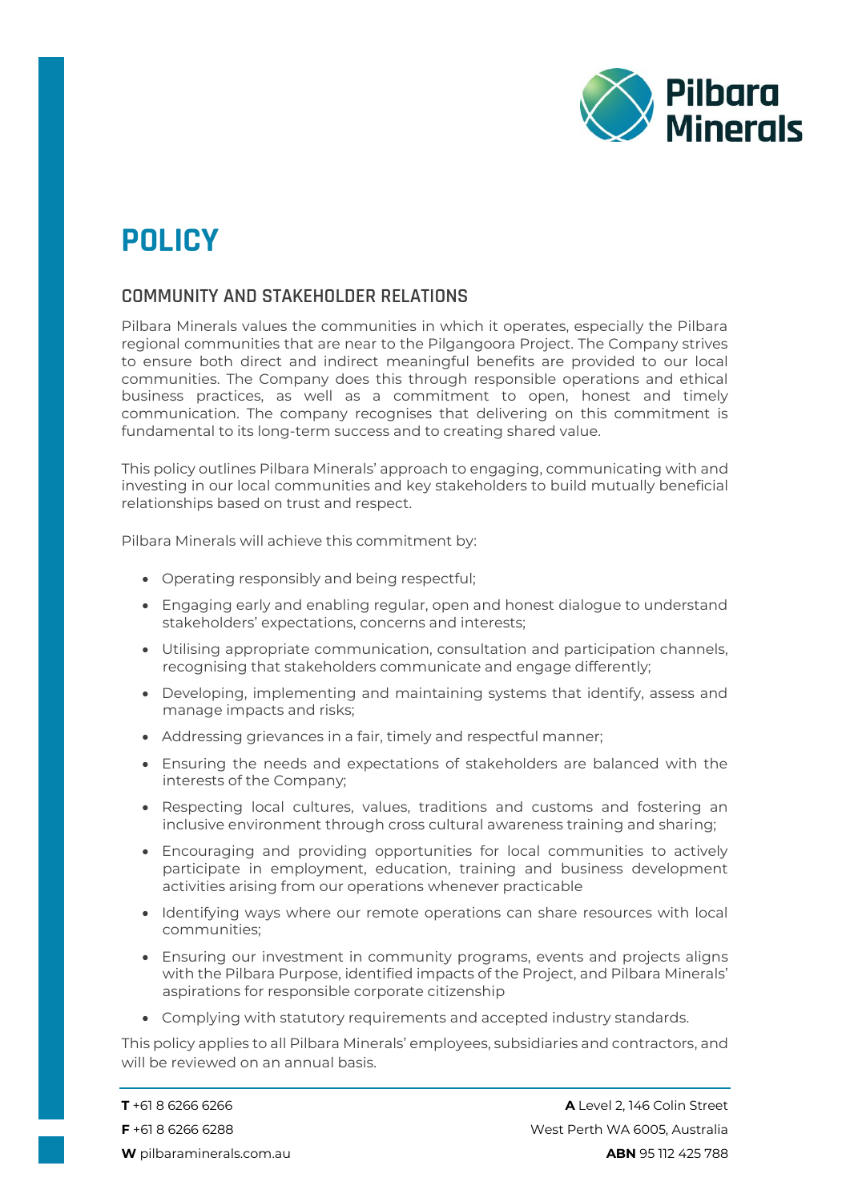# POLICY

## COMMUNITY AND STAKEHOLDER RELATIONS

Pilbara Minerals values the communities in which it operates, especially the Pilbara regional communities that are near to the Pilgangoora Project. The Company strives to ensure both direct and indirect meaningful benefits are provided to our local communities. The Company does this through responsible operations and ethical business practices, as well as a commitment to open, honest and timely communication. The company recognises that delivering on this commitment is fundamental to its long-term success and to creating shared value.

This policy outlines Pilbara Minerals' approach to engaging, communicating with and investing in our local communities and key stakeholders to build mutually beneficial relationships based on trust and respect.

Pilbara Minerals will achieve this commitment by:

- Operating responsibly and being respectful;
- Engaging early and enabling regular, open and honest dialogue to understand stakeholders' expectations, concerns and interests;
- Utilising appropriate communication, consultation and participation channels, recognising that stakeholders communicate and engage differently;
- Developing, implementing and maintaining systems that identify, assess and manage impacts and risks;
- Addressing grievances in a fair, timely and respectful manner;
- Ensuring the needs and expectations of stakeholders are balanced with the interests of the Company;
- Respecting local cultures, values, traditions and customs and fostering an inclusive environment through cross cultural awareness training and sharing;
- Encouraging and providing opportunities for local communities to actively participate in employment, education, training and business development activities arising from our operations whenever practicable
- Identifying ways where our remote operations can share resources with local communities;
- Ensuring our investment in community programs, events and projects aligns with the Pilbara Purpose, identified impacts of the Project, and Pilbara Minerals' aspirations for responsible corporate citizenship
- Complying with statutory requirements and accepted industry standards.

This policy applies to all Pilbara Minerals' employees, subsidiaries and contractors, and will be reviewed on an annual basis.

**T** +61 8 6266 6266
**F** +61 8 6266 6288
**W** pilbaraminerals.com.au

**A** Level 2, 146 Colin Street
West Perth WA 6005, Australia
**ABN** 95 112 425 788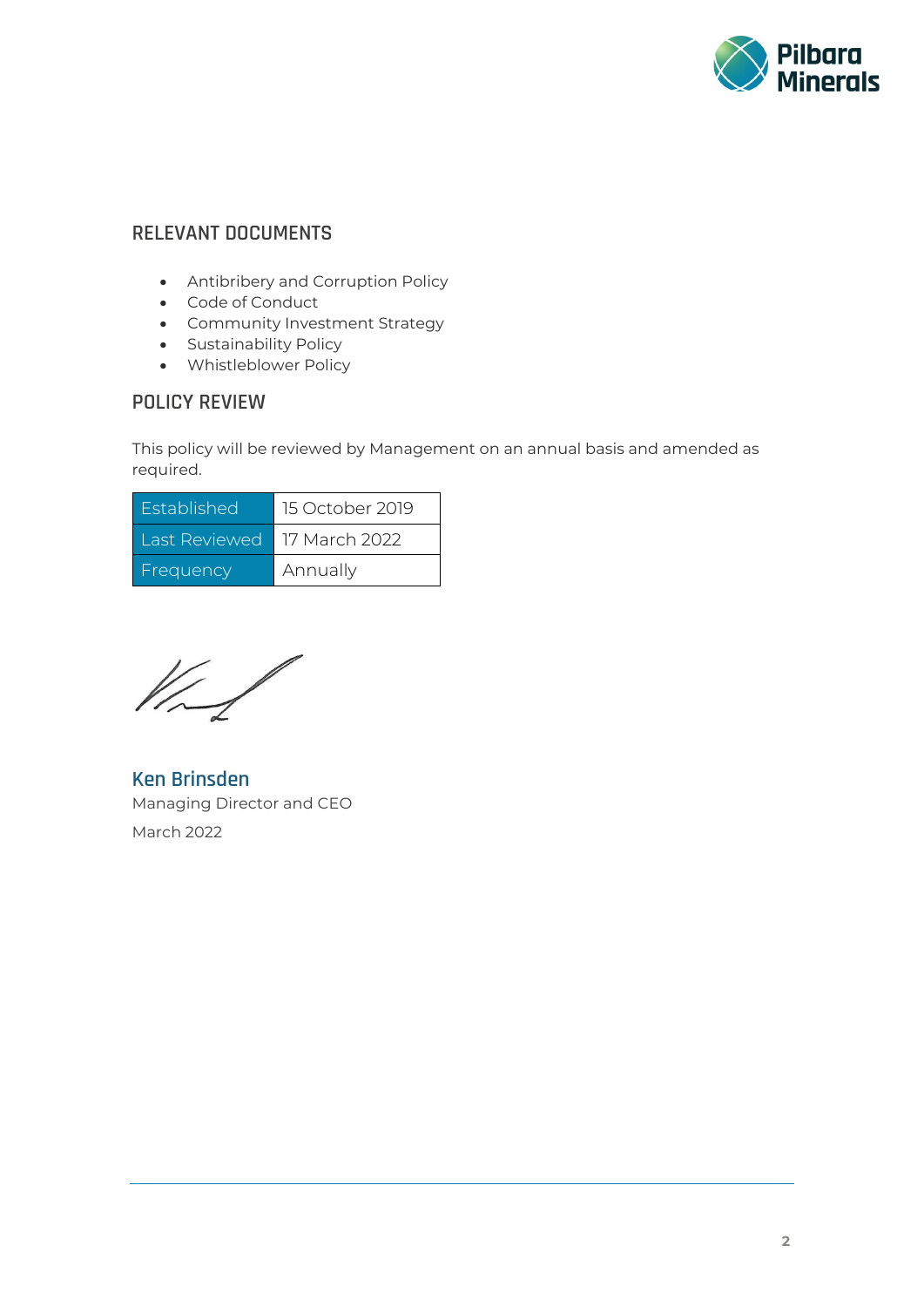## RELEVANT DOCUMENTS

- Antibribery and Corruption Policy
- Code of Conduct
- Community Investment Strategy
- Sustainability Policy
- Whistleblower Policy

## POLICY REVIEW

This policy will be reviewed by Management on an annual basis and amended as required.

| | |
|---|---|
| Established | 15 October 2019 |
| Last Reviewed | 17 March 2022 |
| Frequency | Annually |

**Ken Brinsden**
Managing Director and CEO
March 2022